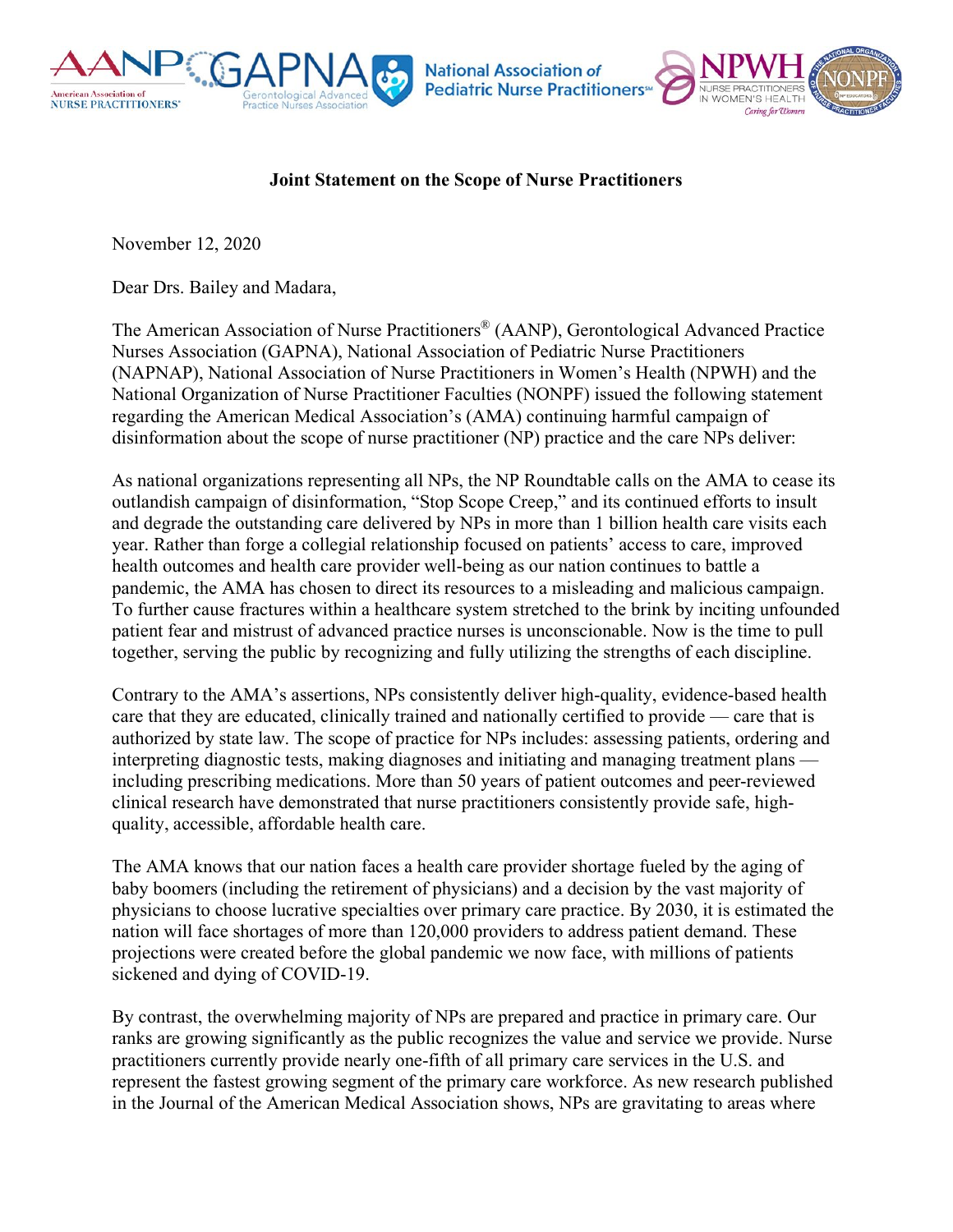**Joint Statement on the Scope of Nurse Practitioners**

November 12, 2020

Dear Drs. Bailey and Madara,

The American Association of Nurse Practitioners® (AANP), Gerontological Advanced Practice Nurses Association (GAPNA), National Association of Pediatric Nurse Practitioners (NAPNAP), National Association of Nurse Practitioners in Women's Health (NPWH) and the National Organization of Nurse Practitioner Faculties (NONPF) issued the following statement regarding the American Medical Association's (AMA) continuing harmful campaign of disinformation about the scope of nurse practitioner (NP) practice and the care NPs deliver:

As national organizations representing all NPs, the NP Roundtable calls on the AMA to cease its outlandish campaign of disinformation, "Stop Scope Creep," and its continued efforts to insult and degrade the outstanding care delivered by NPs in more than 1 billion health care visits each year. Rather than forge a collegial relationship focused on patients' access to care, improved health outcomes and health care provider well-being as our nation continues to battle a pandemic, the AMA has chosen to direct its resources to a misleading and malicious campaign. To further cause fractures within a healthcare system stretched to the brink by inciting unfounded patient fear and mistrust of advanced practice nurses is unconscionable. Now is the time to pull together, serving the public by recognizing and fully utilizing the strengths of each discipline.

Contrary to the AMA's assertions, NPs consistently deliver high-quality, evidence-based health care that they are educated, clinically trained and nationally certified to provide — care that is authorized by state law. The scope of practice for NPs includes: assessing patients, ordering and interpreting diagnostic tests, making diagnoses and initiating and managing treatment plans — including prescribing medications. More than 50 years of patient outcomes and peer-reviewed clinical research have demonstrated that nurse practitioners consistently provide safe, high-quality, accessible, affordable health care.

The AMA knows that our nation faces a health care provider shortage fueled by the aging of baby boomers (including the retirement of physicians) and a decision by the vast majority of physicians to choose lucrative specialties over primary care practice. By 2030, it is estimated the nation will face shortages of more than 120,000 providers to address patient demand. These projections were created before the global pandemic we now face, with millions of patients sickened and dying of COVID-19.

By contrast, the overwhelming majority of NPs are prepared and practice in primary care. Our ranks are growing significantly as the public recognizes the value and service we provide. Nurse practitioners currently provide nearly one-fifth of all primary care services in the U.S. and represent the fastest growing segment of the primary care workforce. As new research published in the Journal of the American Medical Association shows, NPs are gravitating to areas where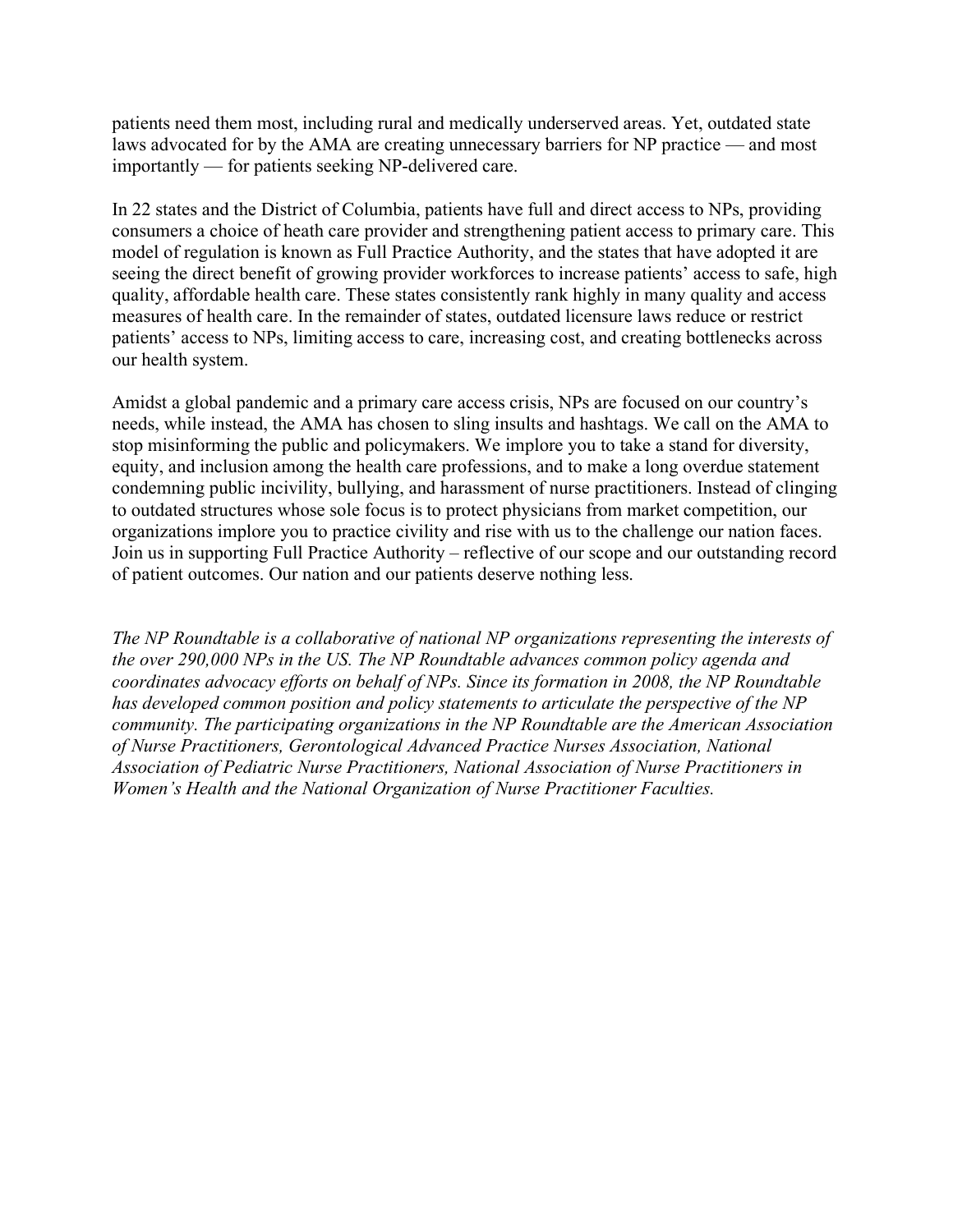patients need them most, including rural and medically underserved areas. Yet, outdated state laws advocated for by the AMA are creating unnecessary barriers for NP practice — and most importantly — for patients seeking NP-delivered care.

In 22 states and the District of Columbia, patients have full and direct access to NPs, providing consumers a choice of heath care provider and strengthening patient access to primary care. This model of regulation is known as Full Practice Authority, and the states that have adopted it are seeing the direct benefit of growing provider workforces to increase patients' access to safe, high quality, affordable health care. These states consistently rank highly in many quality and access measures of health care. In the remainder of states, outdated licensure laws reduce or restrict patients' access to NPs, limiting access to care, increasing cost, and creating bottlenecks across our health system.

Amidst a global pandemic and a primary care access crisis, NPs are focused on our country's needs, while instead, the AMA has chosen to sling insults and hashtags. We call on the AMA to stop misinforming the public and policymakers. We implore you to take a stand for diversity, equity, and inclusion among the health care professions, and to make a long overdue statement condemning public incivility, bullying, and harassment of nurse practitioners. Instead of clinging to outdated structures whose sole focus is to protect physicians from market competition, our organizations implore you to practice civility and rise with us to the challenge our nation faces. Join us in supporting Full Practice Authority – reflective of our scope and our outstanding record of patient outcomes. Our nation and our patients deserve nothing less.

*The NP Roundtable is a collaborative of national NP organizations representing the interests of the over 290,000 NPs in the US. The NP Roundtable advances common policy agenda and coordinates advocacy efforts on behalf of NPs. Since its formation in 2008, the NP Roundtable has developed common position and policy statements to articulate the perspective of the NP community. The participating organizations in the NP Roundtable are the American Association of Nurse Practitioners, Gerontological Advanced Practice Nurses Association, National Association of Pediatric Nurse Practitioners, National Association of Nurse Practitioners in Women's Health and the National Organization of Nurse Practitioner Faculties.*